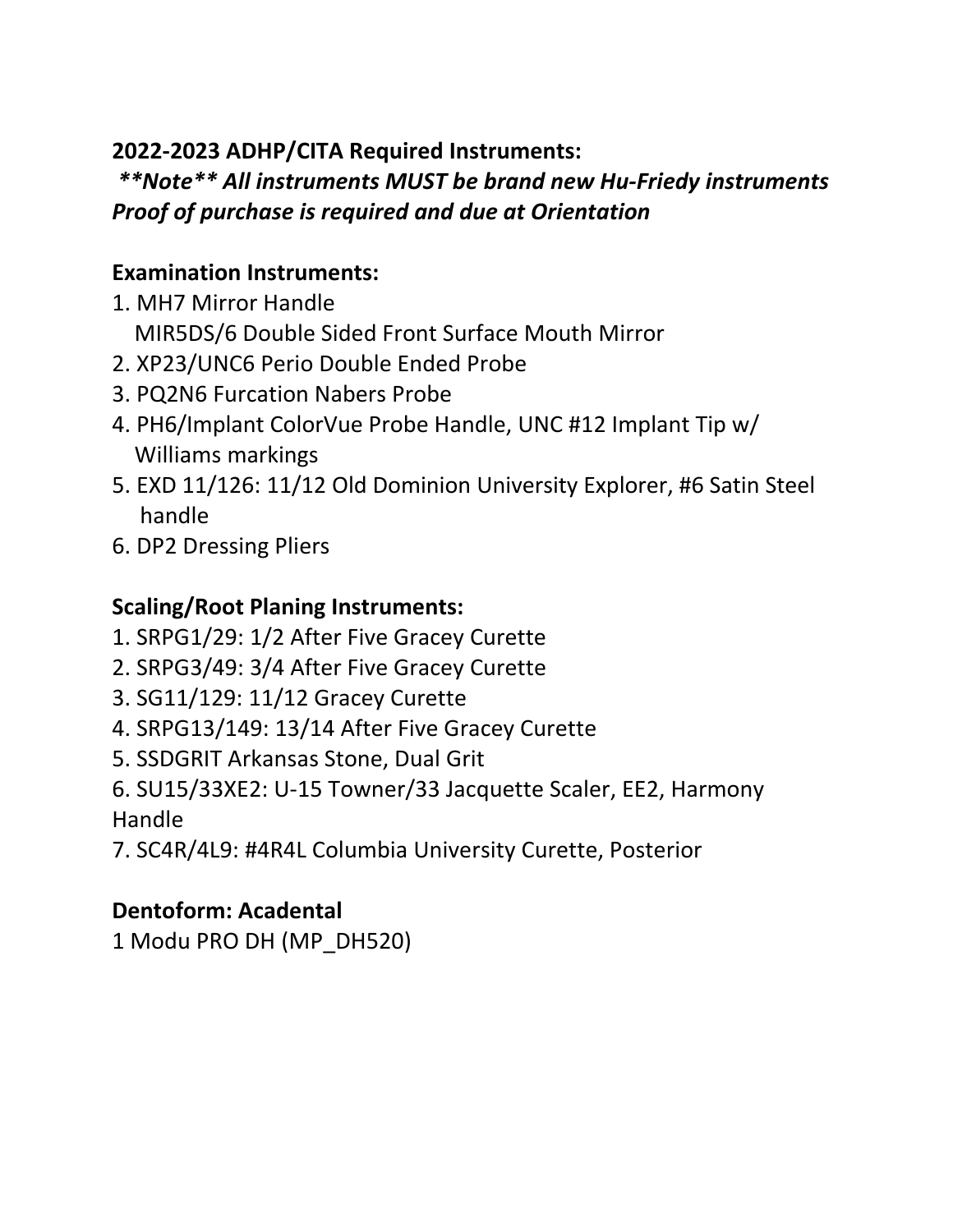**2022-2023 ADHP/CITA Required Instruments:**

***\*\*Note\*\* All instruments MUST be brand new Hu-Friedy instruments***
***Proof of purchase is required and due at Orientation***

**Examination Instruments:**

1. MH7 Mirror Handle
   MIR5DS/6 Double Sided Front Surface Mouth Mirror
2. XP23/UNC6 Perio Double Ended Probe
3. PQ2N6 Furcation Nabers Probe
4. PH6/Implant ColorVue Probe Handle, UNC #12 Implant Tip w/ Williams markings
5. EXD 11/126: 11/12 Old Dominion University Explorer, #6 Satin Steel handle
6. DP2 Dressing Pliers

**Scaling/Root Planing Instruments:**

1. SRPG1/29: 1/2 After Five Gracey Curette
2. SRPG3/49: 3/4 After Five Gracey Curette
3. SG11/129: 11/12 Gracey Curette
4. SRPG13/149: 13/14 After Five Gracey Curette
5. SSDGRIT Arkansas Stone, Dual Grit
6. SU15/33XE2: U-15 Towner/33 Jacquette Scaler, EE2, Harmony Handle
7. SC4R/4L9: #4R4L Columbia University Curette, Posterior

**Dentoform: Acadental**

1 Modu PRO DH (MP_DH520)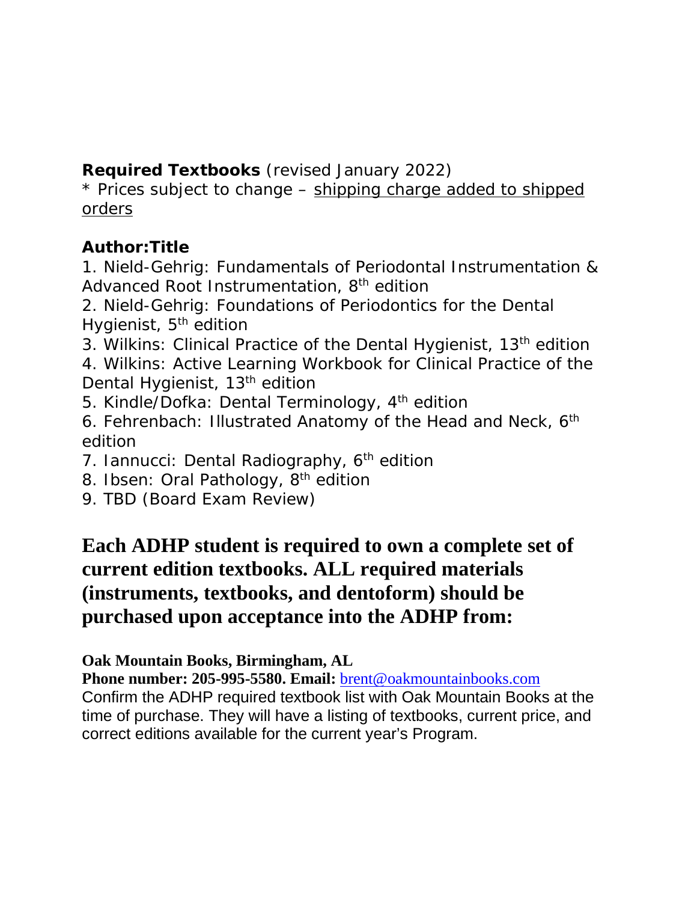**Required Textbooks** (revised January 2022)

* Prices subject to change – shipping charge added to shipped orders

**Author:Title**

1. Nield-Gehrig: Fundamentals of Periodontal Instrumentation & Advanced Root Instrumentation, 8th edition
2. Nield-Gehrig: Foundations of Periodontics for the Dental Hygienist, 5th edition
3. Wilkins: Clinical Practice of the Dental Hygienist, 13th edition
4. Wilkins: Active Learning Workbook for Clinical Practice of the Dental Hygienist, 13th edition
5. Kindle/Dofka: Dental Terminology, 4th edition
6. Fehrenbach: Illustrated Anatomy of the Head and Neck, 6th edition
7. Iannucci: Dental Radiography, 6th edition
8. Ibsen: Oral Pathology, 8th edition
9. TBD (Board Exam Review)

## Each ADHP student is required to own a complete set of current edition textbooks. ALL required materials (instruments, textbooks, and dentoform) should be purchased upon acceptance into the ADHP from:

**Oak Mountain Books, Birmingham, AL**

**Phone number: 205-995-5580. Email:** brent@oakmountainbooks.com

Confirm the ADHP required textbook list with Oak Mountain Books at the time of purchase. They will have a listing of textbooks, current price, and correct editions available for the current year's Program.